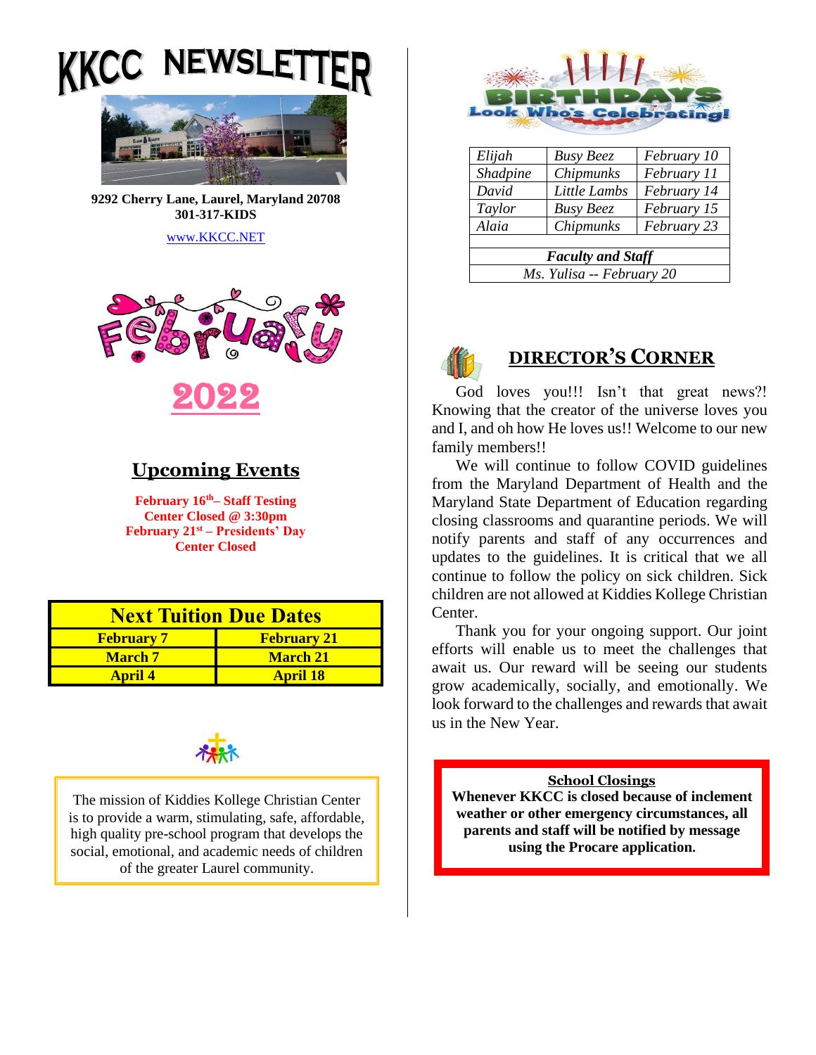# KKCC NEWSLETTER

**9292 Cherry Lane, Laurel, Maryland 20708**
**301-317-KIDS**

www.KKCC.NET

# February 2022

## Upcoming Events

**February 16th– Staff Testing**
**Center Closed @ 3:30pm**
**February 21st – Presidents' Day**
**Center Closed**

| Next Tuition Due Dates | |
|---|---|
| February 7 | February 21 |
| March 7 | March 21 |
| April 4 | April 18 |

The mission of Kiddies Kollege Christian Center is to provide a warm, stimulating, safe, affordable, high quality pre-school program that develops the social, emotional, and academic needs of children of the greater Laurel community.

## BIRTHDAYS – Look Who's Celebrating!

| | | |
|---|---|---|
| *Elijah* | *Busy Beez* | *February 10* |
| *Shadpine* | *Chipmunks* | *February 11* |
| *David* | *Little Lambs* | *February 14* |
| *Taylor* | *Busy Beez* | *February 15* |
| *Alaia* | *Chipmunks* | *February 23* |
| | | |
| ***Faculty and Staff*** | | |
| *Ms. Yulisa -- February 20* | | |

## DIRECTOR'S CORNER

God loves you!!! Isn't that great news?! Knowing that the creator of the universe loves you and I, and oh how He loves us!! Welcome to our new family members!!

We will continue to follow COVID guidelines from the Maryland Department of Health and the Maryland State Department of Education regarding closing classrooms and quarantine periods. We will notify parents and staff of any occurrences and updates to the guidelines. It is critical that we all continue to follow the policy on sick children. Sick children are not allowed at Kiddies Kollege Christian Center.

Thank you for your ongoing support. Our joint efforts will enable us to meet the challenges that await us. Our reward will be seeing our students grow academically, socially, and emotionally. We look forward to the challenges and rewards that await us in the New Year.

**School Closings**

**Whenever KKCC is closed because of inclement weather or other emergency circumstances, all parents and staff will be notified by message using the Procare application.**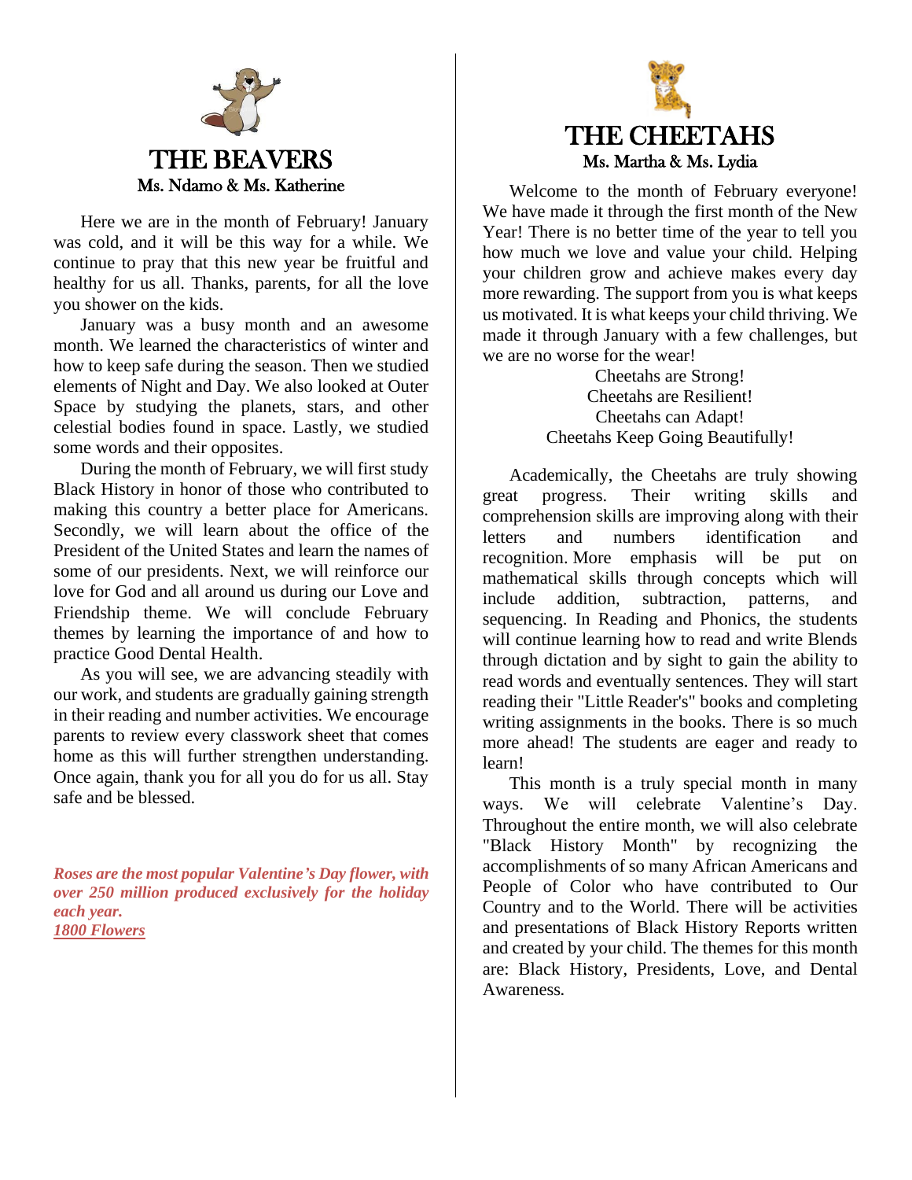# THE BEAVERS

**Ms. Ndamo & Ms. Katherine**

Here we are in the month of February! January was cold, and it will be this way for a while. We continue to pray that this new year be fruitful and healthy for us all. Thanks, parents, for all the love you shower on the kids.

January was a busy month and an awesome month. We learned the characteristics of winter and how to keep safe during the season. Then we studied elements of Night and Day. We also looked at Outer Space by studying the planets, stars, and other celestial bodies found in space. Lastly, we studied some words and their opposites.

During the month of February, we will first study Black History in honor of those who contributed to making this country a better place for Americans. Secondly, we will learn about the office of the President of the United States and learn the names of some of our presidents. Next, we will reinforce our love for God and all around us during our Love and Friendship theme. We will conclude February themes by learning the importance of and how to practice Good Dental Health.

As you will see, we are advancing steadily with our work, and students are gradually gaining strength in their reading and number activities. We encourage parents to review every classwork sheet that comes home as this will further strengthen understanding. Once again, thank you for all you do for us all. Stay safe and be blessed.

***Roses are the most popular Valentine's Day flower, with over 250 million produced exclusively for the holiday each year.***
***1800 Flowers***

# THE CHEETAHS

**Ms. Martha & Ms. Lydia**

Welcome to the month of February everyone! We have made it through the first month of the New Year! There is no better time of the year to tell you how much we love and value your child. Helping your children grow and achieve makes every day more rewarding. The support from you is what keeps us motivated. It is what keeps your child thriving. We made it through January with a few challenges, but we are no worse for the wear!

Cheetahs are Strong!
Cheetahs are Resilient!
Cheetahs can Adapt!
Cheetahs Keep Going Beautifully!

Academically, the Cheetahs are truly showing great progress. Their writing skills and comprehension skills are improving along with their letters and numbers identification and recognition. More emphasis will be put on mathematical skills through concepts which will include addition, subtraction, patterns, and sequencing. In Reading and Phonics, the students will continue learning how to read and write Blends through dictation and by sight to gain the ability to read words and eventually sentences. They will start reading their "Little Reader's" books and completing writing assignments in the books. There is so much more ahead! The students are eager and ready to learn!

This month is a truly special month in many ways. We will celebrate Valentine's Day. Throughout the entire month, we will also celebrate "Black History Month" by recognizing the accomplishments of so many African Americans and People of Color who have contributed to Our Country and to the World. There will be activities and presentations of Black History Reports written and created by your child. The themes for this month are: Black History, Presidents, Love, and Dental Awareness.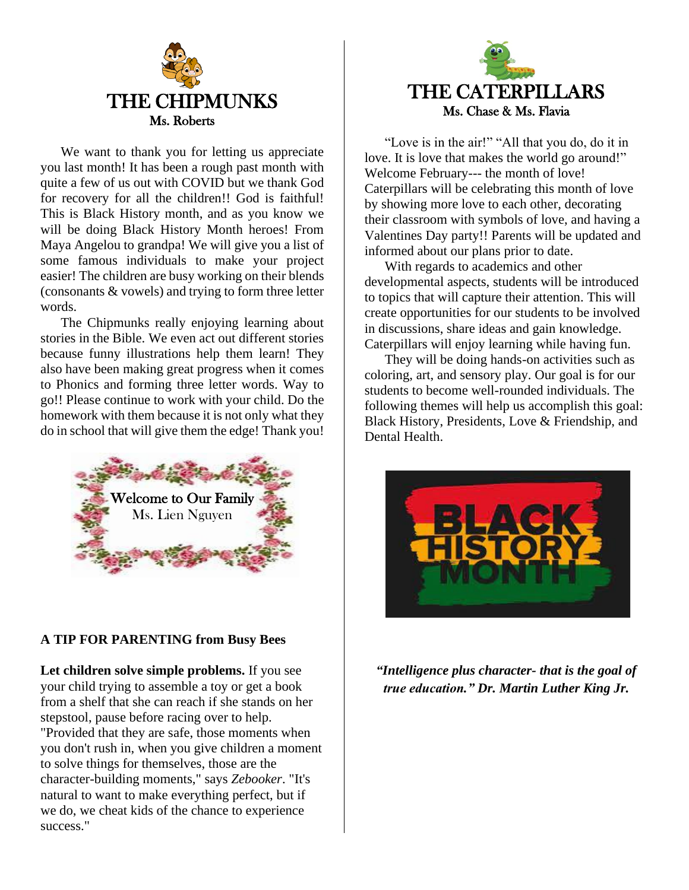# THE CHIPMUNKS

Ms. Roberts

We want to thank you for letting us appreciate you last month! It has been a rough past month with quite a few of us out with COVID but we thank God for recovery for all the children!! God is faithful! This is Black History month, and as you know we will be doing Black History Month heroes! From Maya Angelou to grandpa! We will give you a list of some famous individuals to make your project easier! The children are busy working on their blends (consonants & vowels) and trying to form three letter words.

The Chipmunks really enjoying learning about stories in the Bible. We even act out different stories because funny illustrations help them learn! They also have been making great progress when it comes to Phonics and forming three letter words. Way to go!! Please continue to work with your child. Do the homework with them because it is not only what they do in school that will give them the edge! Thank you!

Welcome to Our Family
Ms. Lien Nguyen

**A TIP FOR PARENTING from Busy Bees**

**Let children solve simple problems.** If you see your child trying to assemble a toy or get a book from a shelf that she can reach if she stands on her stepstool, pause before racing over to help. "Provided that they are safe, those moments when you don't rush in, when you give children a moment to solve things for themselves, those are the character-building moments," says *Zebooker*. "It's natural to want to make everything perfect, but if we do, we cheat kids of the chance to experience success."

# THE CATERPILLARS

Ms. Chase & Ms. Flavia

"Love is in the air!" "All that you do, do it in love. It is love that makes the world go around!" Welcome February--- the month of love! Caterpillars will be celebrating this month of love by showing more love to each other, decorating their classroom with symbols of love, and having a Valentines Day party!! Parents will be updated and informed about our plans prior to date.

With regards to academics and other developmental aspects, students will be introduced to topics that will capture their attention. This will create opportunities for our students to be involved in discussions, share ideas and gain knowledge. Caterpillars will enjoy learning while having fun.

They will be doing hands-on activities such as coloring, art, and sensory play. Our goal is for our students to become well-rounded individuals. The following themes will help us accomplish this goal: Black History, Presidents, Love & Friendship, and Dental Health.

BLACK HISTORY MONTH

***"Intelligence plus character- that is the goal of true education." Dr. Martin Luther King Jr.***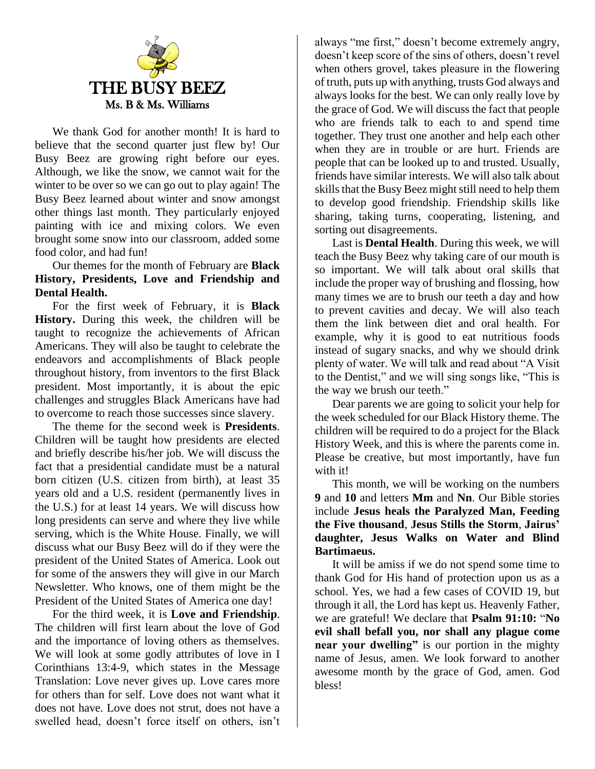# THE BUSY BEEZ

Ms. B & Ms. Williams

We thank God for another month! It is hard to believe that the second quarter just flew by! Our Busy Beez are growing right before our eyes. Although, we like the snow, we cannot wait for the winter to be over so we can go out to play again! The Busy Beez learned about winter and snow amongst other things last month. They particularly enjoyed painting with ice and mixing colors. We even brought some snow into our classroom, added some food color, and had fun!

Our themes for the month of February are **Black History, Presidents, Love and Friendship and Dental Health.**

For the first week of February, it is **Black History.** During this week, the children will be taught to recognize the achievements of African Americans. They will also be taught to celebrate the endeavors and accomplishments of Black people throughout history, from inventors to the first Black president. Most importantly, it is about the epic challenges and struggles Black Americans have had to overcome to reach those successes since slavery.

The theme for the second week is **Presidents**. Children will be taught how presidents are elected and briefly describe his/her job. We will discuss the fact that a presidential candidate must be a natural born citizen (U.S. citizen from birth), at least 35 years old and a U.S. resident (permanently lives in the U.S.) for at least 14 years. We will discuss how long presidents can serve and where they live while serving, which is the White House. Finally, we will discuss what our Busy Beez will do if they were the president of the United States of America. Look out for some of the answers they will give in our March Newsletter. Who knows, one of them might be the President of the United States of America one day!

For the third week, it is **Love and Friendship**. The children will first learn about the love of God and the importance of loving others as themselves. We will look at some godly attributes of love in I Corinthians 13:4-9, which states in the Message Translation: Love never gives up. Love cares more for others than for self. Love does not want what it does not have. Love does not strut, does not have a swelled head, doesn't force itself on others, isn't always "me first," doesn't become extremely angry, doesn't keep score of the sins of others, doesn't revel when others grovel, takes pleasure in the flowering of truth, puts up with anything, trusts God always and always looks for the best. We can only really love by the grace of God. We will discuss the fact that people who are friends talk to each to and spend time together. They trust one another and help each other when they are in trouble or are hurt. Friends are people that can be looked up to and trusted. Usually, friends have similar interests. We will also talk about skills that the Busy Beez might still need to help them to develop good friendship. Friendship skills like sharing, taking turns, cooperating, listening, and sorting out disagreements.

Last is **Dental Health**. During this week, we will teach the Busy Beez why taking care of our mouth is so important. We will talk about oral skills that include the proper way of brushing and flossing, how many times we are to brush our teeth a day and how to prevent cavities and decay. We will also teach them the link between diet and oral health. For example, why it is good to eat nutritious foods instead of sugary snacks, and why we should drink plenty of water. We will talk and read about "A Visit to the Dentist," and we will sing songs like, "This is the way we brush our teeth."

Dear parents we are going to solicit your help for the week scheduled for our Black History theme. The children will be required to do a project for the Black History Week, and this is where the parents come in. Please be creative, but most importantly, have fun with it!

This month, we will be working on the numbers **9** and **10** and letters **Mm** and **Nn**. Our Bible stories include **Jesus heals the Paralyzed Man, Feeding the Five thousand**, **Jesus Stills the Storm**, **Jairus' daughter, Jesus Walks on Water and Blind Bartimaeus.**

It will be amiss if we do not spend some time to thank God for His hand of protection upon us as a school. Yes, we had a few cases of COVID 19, but through it all, the Lord has kept us. Heavenly Father, we are grateful! We declare that **Psalm 91:10:** "**No evil shall befall you, nor shall any plague come near your dwelling"** is our portion in the mighty name of Jesus, amen. We look forward to another awesome month by the grace of God, amen. God bless!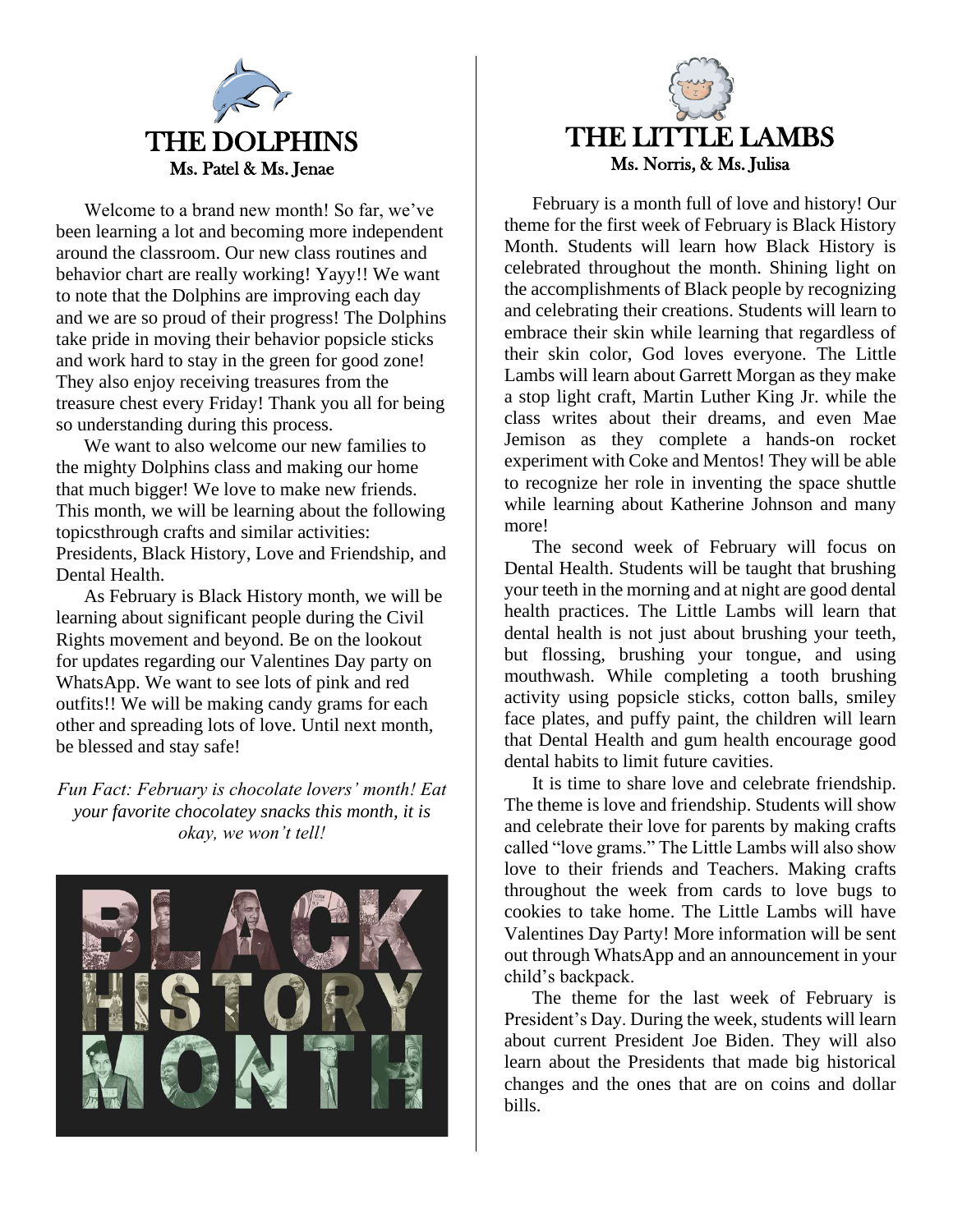# THE DOLPHINS

Ms. Patel & Ms. Jenae

Welcome to a brand new month! So far, we've been learning a lot and becoming more independent around the classroom. Our new class routines and behavior chart are really working! Yayy!! We want to note that the Dolphins are improving each day and we are so proud of their progress! The Dolphins take pride in moving their behavior popsicle sticks and work hard to stay in the green for good zone! They also enjoy receiving treasures from the treasure chest every Friday! Thank you all for being so understanding during this process.

We want to also welcome our new families to the mighty Dolphins class and making our home that much bigger! We love to make new friends. This month, we will be learning about the following topicsthrough crafts and similar activities: Presidents, Black History, Love and Friendship, and Dental Health.

As February is Black History month, we will be learning about significant people during the Civil Rights movement and beyond. Be on the lookout for updates regarding our Valentines Day party on WhatsApp. We want to see lots of pink and red outfits!! We will be making candy grams for each other and spreading lots of love. Until next month, be blessed and stay safe!

*Fun Fact: February is chocolate lovers' month! Eat your favorite chocolatey snacks this month, it is okay, we won't tell!*

# THE LITTLE LAMBS

Ms. Norris, & Ms. Julisa

February is a month full of love and history! Our theme for the first week of February is Black History Month. Students will learn how Black History is celebrated throughout the month. Shining light on the accomplishments of Black people by recognizing and celebrating their creations. Students will learn to embrace their skin while learning that regardless of their skin color, God loves everyone. The Little Lambs will learn about Garrett Morgan as they make a stop light craft, Martin Luther King Jr. while the class writes about their dreams, and even Mae Jemison as they complete a hands-on rocket experiment with Coke and Mentos! They will be able to recognize her role in inventing the space shuttle while learning about Katherine Johnson and many more!

The second week of February will focus on Dental Health. Students will be taught that brushing your teeth in the morning and at night are good dental health practices. The Little Lambs will learn that dental health is not just about brushing your teeth, but flossing, brushing your tongue, and using mouthwash. While completing a tooth brushing activity using popsicle sticks, cotton balls, smiley face plates, and puffy paint, the children will learn that Dental Health and gum health encourage good dental habits to limit future cavities.

It is time to share love and celebrate friendship. The theme is love and friendship. Students will show and celebrate their love for parents by making crafts called "love grams." The Little Lambs will also show love to their friends and Teachers. Making crafts throughout the week from cards to love bugs to cookies to take home. The Little Lambs will have Valentines Day Party! More information will be sent out through WhatsApp and an announcement in your child's backpack.

The theme for the last week of February is President's Day. During the week, students will learn about current President Joe Biden. They will also learn about the Presidents that made big historical changes and the ones that are on coins and dollar bills.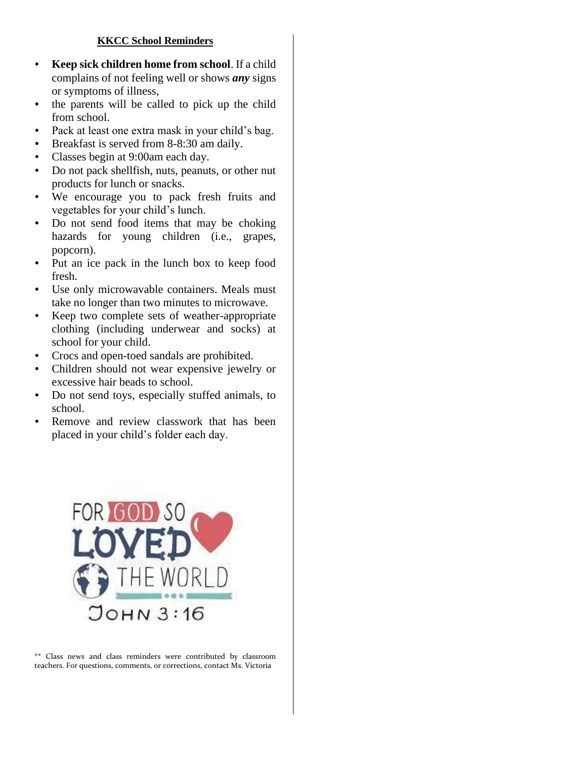## KKCC School Reminders

- **Keep sick children home from school**. If a child complains of not feeling well or shows ***any*** signs or symptoms of illness,
- the parents will be called to pick up the child from school.
- Pack at least one extra mask in your child's bag.
- Breakfast is served from 8-8:30 am daily.
- Classes begin at 9:00am each day.
- Do not pack shellfish, nuts, peanuts, or other nut products for lunch or snacks.
- We encourage you to pack fresh fruits and vegetables for your child's lunch.
- Do not send food items that may be choking hazards for young children (i.e., grapes, popcorn).
- Put an ice pack in the lunch box to keep food fresh.
- Use only microwavable containers. Meals must take no longer than two minutes to microwave.
- Keep two complete sets of weather-appropriate clothing (including underwear and socks) at school for your child.
- Crocs and open-toed sandals are prohibited.
- Children should not wear expensive jewelry or excessive hair beads to school.
- Do not send toys, especially stuffed animals, to school.
- Remove and review classwork that has been placed in your child's folder each day.

** Class news and class reminders were contributed by classroom teachers. For questions, comments, or corrections, contact Ms. Victoria